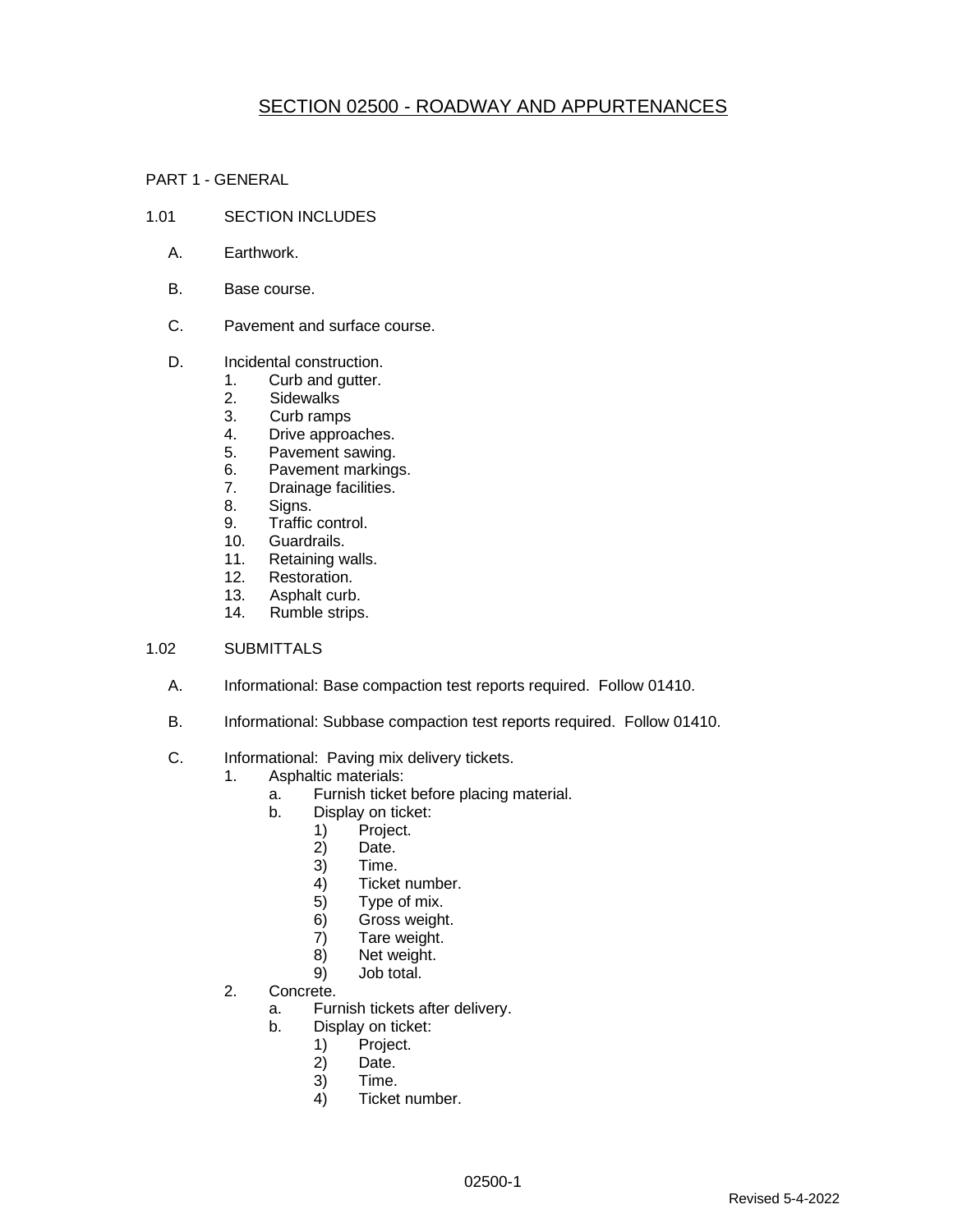# SECTION 02500 - ROADWAY AND APPURTENANCES

## PART 1 - GENERAL

### 1.01 SECTION INCLUDES

A. Earthwork.

B. Base course.

C. Pavement and surface course.

D. Incidental construction.
   1. Curb and gutter.
   2. Sidewalks
   3. Curb ramps
   4. Drive approaches.
   5. Pavement sawing.
   6. Pavement markings.
   7. Drainage facilities.
   8. Signs.
   9. Traffic control.
   10. Guardrails.
   11. Retaining walls.
   12. Restoration.
   13. Asphalt curb.
   14. Rumble strips.

### 1.02 SUBMITTALS

A. Informational: Base compaction test reports required. Follow 01410.

B. Informational: Subbase compaction test reports required. Follow 01410.

C. Informational: Paving mix delivery tickets.
   1. Asphaltic materials:
      a. Furnish ticket before placing material.
      b. Display on ticket:
         1) Project.
         2) Date.
         3) Time.
         4) Ticket number.
         5) Type of mix.
         6) Gross weight.
         7) Tare weight.
         8) Net weight.
         9) Job total.
   2. Concrete.
      a. Furnish tickets after delivery.
      b. Display on ticket:
         1) Project.
         2) Date.
         3) Time.
         4) Ticket number.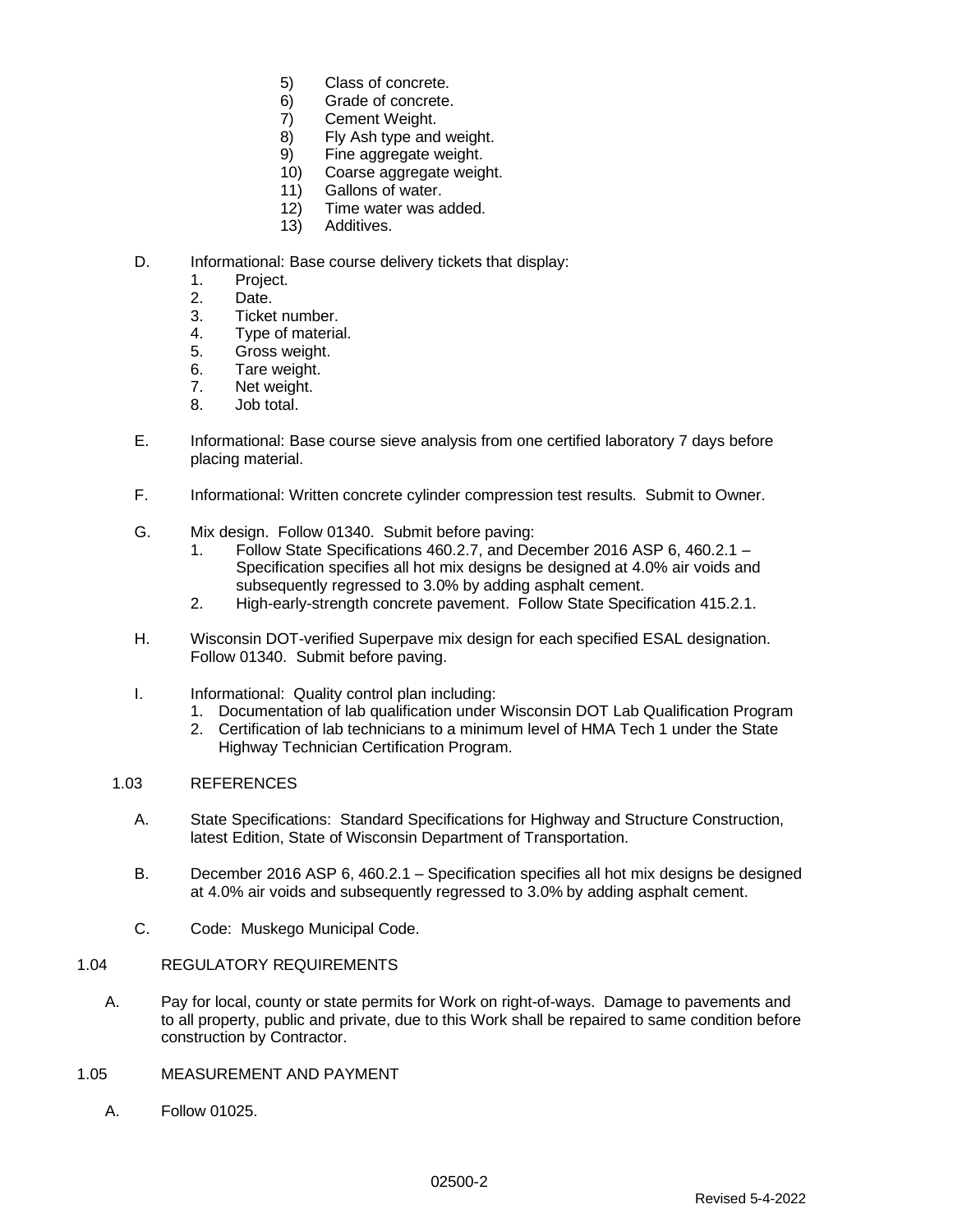5) Class of concrete.
6) Grade of concrete.
7) Cement Weight.
8) Fly Ash type and weight.
9) Fine aggregate weight.
10) Coarse aggregate weight.
11) Gallons of water.
12) Time water was added.
13) Additives.

D. Informational: Base course delivery tickets that display:
   1. Project.
   2. Date.
   3. Ticket number.
   4. Type of material.
   5. Gross weight.
   6. Tare weight.
   7. Net weight.
   8. Job total.

E. Informational: Base course sieve analysis from one certified laboratory 7 days before placing material.

F. Informational: Written concrete cylinder compression test results. Submit to Owner.

G. Mix design. Follow 01340. Submit before paving:
   1. Follow State Specifications 460.2.7, and December 2016 ASP 6, 460.2.1 – Specification specifies all hot mix designs be designed at 4.0% air voids and subsequently regressed to 3.0% by adding asphalt cement.
   2. High-early-strength concrete pavement. Follow State Specification 415.2.1.

H. Wisconsin DOT-verified Superpave mix design for each specified ESAL designation. Follow 01340. Submit before paving.

I. Informational: Quality control plan including:
   1. Documentation of lab qualification under Wisconsin DOT Lab Qualification Program
   2. Certification of lab technicians to a minimum level of HMA Tech 1 under the State Highway Technician Certification Program.

## 1.03 REFERENCES

A. State Specifications: Standard Specifications for Highway and Structure Construction, latest Edition, State of Wisconsin Department of Transportation.

B. December 2016 ASP 6, 460.2.1 – Specification specifies all hot mix designs be designed at 4.0% air voids and subsequently regressed to 3.0% by adding asphalt cement.

C. Code: Muskego Municipal Code.

## 1.04 REGULATORY REQUIREMENTS

A. Pay for local, county or state permits for Work on right-of-ways. Damage to pavements and to all property, public and private, due to this Work shall be repaired to same condition before construction by Contractor.

## 1.05 MEASUREMENT AND PAYMENT

A. Follow 01025.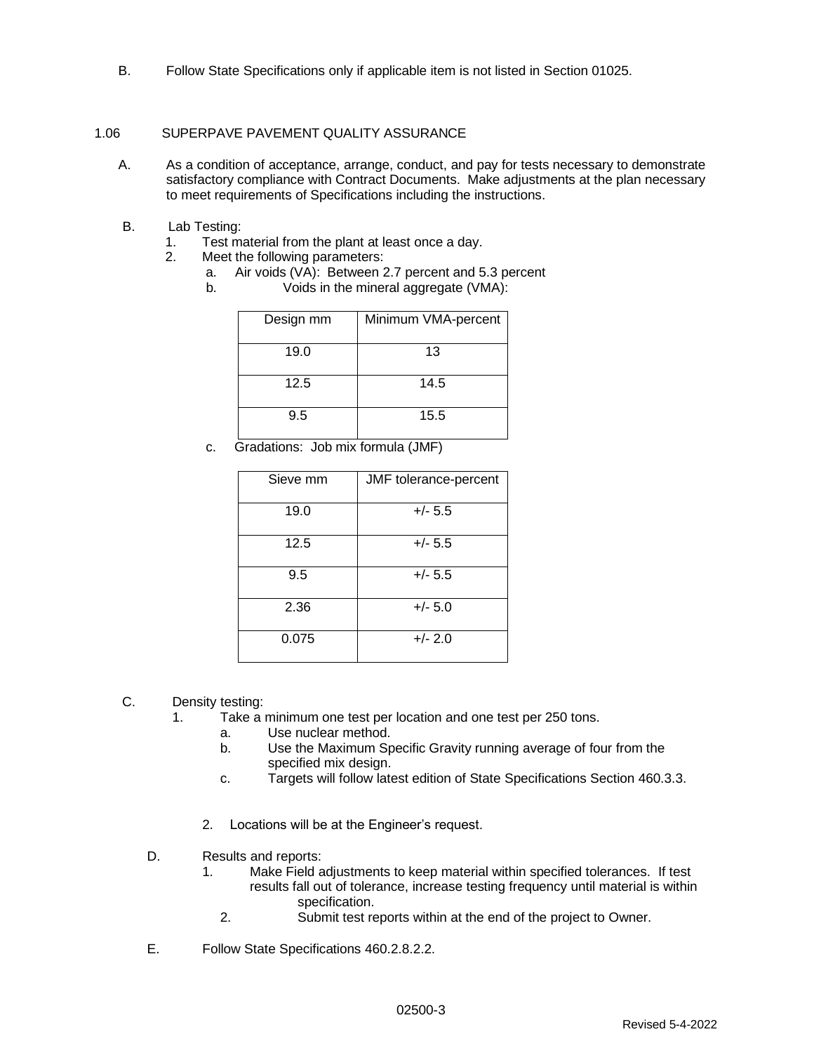B. Follow State Specifications only if applicable item is not listed in Section 01025.

## 1.06 SUPERPAVE PAVEMENT QUALITY ASSURANCE

A. As a condition of acceptance, arrange, conduct, and pay for tests necessary to demonstrate satisfactory compliance with Contract Documents. Make adjustments at the plan necessary to meet requirements of Specifications including the instructions.

B. Lab Testing:
   1. Test material from the plant at least once a day.
   2. Meet the following parameters:
      a. Air voids (VA): Between 2.7 percent and 5.3 percent
      b. Voids in the mineral aggregate (VMA):

| Design mm | Minimum VMA-percent |
|---|---|
| 19.0 | 13 |
| 12.5 | 14.5 |
| 9.5 | 15.5 |

      c. Gradations: Job mix formula (JMF)

| Sieve mm | JMF tolerance-percent |
|---|---|
| 19.0 | +/- 5.5 |
| 12.5 | +/- 5.5 |
| 9.5 | +/- 5.5 |
| 2.36 | +/- 5.0 |
| 0.075 | +/- 2.0 |

C. Density testing:
   1. Take a minimum one test per location and one test per 250 tons.
      a. Use nuclear method.
      b. Use the Maximum Specific Gravity running average of four from the specified mix design.
      c. Targets will follow latest edition of State Specifications Section 460.3.3.
   2. Locations will be at the Engineer's request.

D. Results and reports:
   1. Make Field adjustments to keep material within specified tolerances. If test results fall out of tolerance, increase testing frequency until material is within specification.
   2. Submit test reports within at the end of the project to Owner.

E. Follow State Specifications 460.2.8.2.2.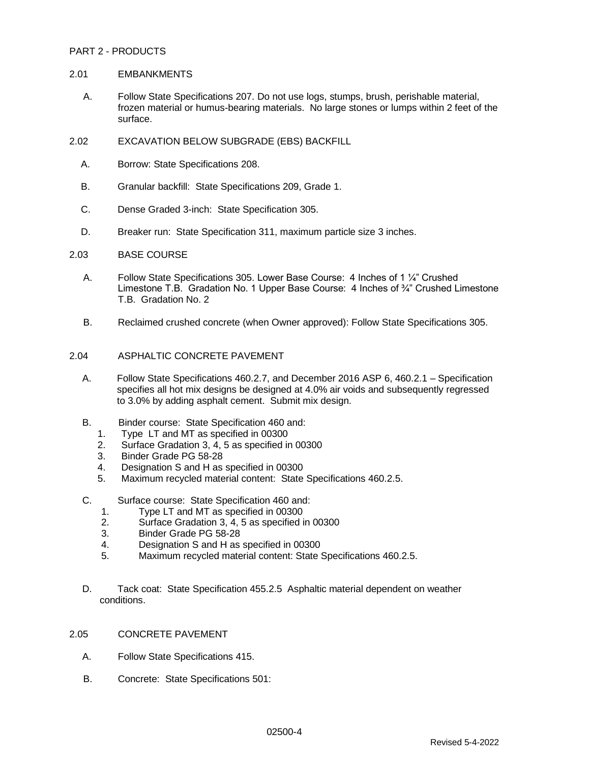## PART 2 - PRODUCTS

### 2.01 EMBANKMENTS

A. Follow State Specifications 207. Do not use logs, stumps, brush, perishable material, frozen material or humus-bearing materials. No large stones or lumps within 2 feet of the surface.

### 2.02 EXCAVATION BELOW SUBGRADE (EBS) BACKFILL

A. Borrow: State Specifications 208.

B. Granular backfill: State Specifications 209, Grade 1.

C. Dense Graded 3-inch: State Specification 305.

D. Breaker run: State Specification 311, maximum particle size 3 inches.

### 2.03 BASE COURSE

A. Follow State Specifications 305. Lower Base Course: 4 Inches of 1 ¼" Crushed Limestone T.B. Gradation No. 1 Upper Base Course: 4 Inches of ¾" Crushed Limestone T.B. Gradation No. 2

B. Reclaimed crushed concrete (when Owner approved): Follow State Specifications 305.

### 2.04 ASPHALTIC CONCRETE PAVEMENT

A. Follow State Specifications 460.2.7, and December 2016 ASP 6, 460.2.1 – Specification specifies all hot mix designs be designed at 4.0% air voids and subsequently regressed to 3.0% by adding asphalt cement. Submit mix design.

B. Binder course: State Specification 460 and:
   1. Type LT and MT as specified in 00300
   2. Surface Gradation 3, 4, 5 as specified in 00300
   3. Binder Grade PG 58-28
   4. Designation S and H as specified in 00300
   5. Maximum recycled material content: State Specifications 460.2.5.

C. Surface course: State Specification 460 and:
   1. Type LT and MT as specified in 00300
   2. Surface Gradation 3, 4, 5 as specified in 00300
   3. Binder Grade PG 58-28
   4. Designation S and H as specified in 00300
   5. Maximum recycled material content: State Specifications 460.2.5.

D. Tack coat: State Specification 455.2.5 Asphaltic material dependent on weather conditions.

### 2.05 CONCRETE PAVEMENT

A. Follow State Specifications 415.

B. Concrete: State Specifications 501: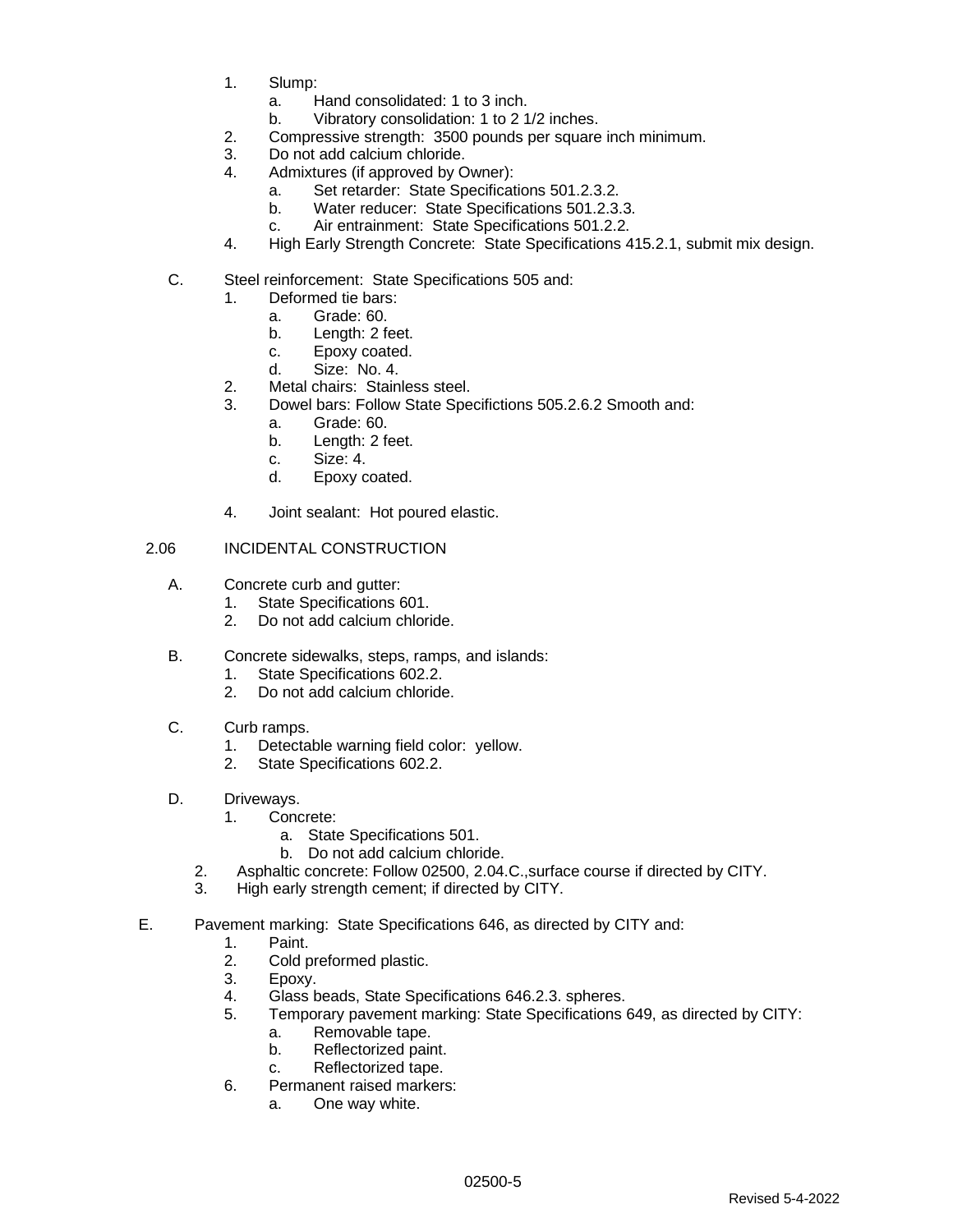1. Slump:
    a. Hand consolidated: 1 to 3 inch.
    b. Vibratory consolidation: 1 to 2 1/2 inches.
2. Compressive strength: 3500 pounds per square inch minimum.
3. Do not add calcium chloride.
4. Admixtures (if approved by Owner):
    a. Set retarder: State Specifications 501.2.3.2.
    b. Water reducer: State Specifications 501.2.3.3.
    c. Air entrainment: State Specifications 501.2.2.
4. High Early Strength Concrete: State Specifications 415.2.1, submit mix design.

C. Steel reinforcement: State Specifications 505 and:
1. Deformed tie bars:
    a. Grade: 60.
    b. Length: 2 feet.
    c. Epoxy coated.
    d. Size: No. 4.
2. Metal chairs: Stainless steel.
3. Dowel bars: Follow State Specifictions 505.2.6.2 Smooth and:
    a. Grade: 60.
    b. Length: 2 feet.
    c. Size: 4.
    d. Epoxy coated.
4. Joint sealant: Hot poured elastic.

2.06 INCIDENTAL CONSTRUCTION

A. Concrete curb and gutter:
1. State Specifications 601.
2. Do not add calcium chloride.

B. Concrete sidewalks, steps, ramps, and islands:
1. State Specifications 602.2.
2. Do not add calcium chloride.

C. Curb ramps.
1. Detectable warning field color: yellow.
2. State Specifications 602.2.

D. Driveways.
1. Concrete:
    a. State Specifications 501.
    b. Do not add calcium chloride.
2. Asphaltic concrete: Follow 02500, 2.04.C.,surface course if directed by CITY.
3. High early strength cement; if directed by CITY.

E. Pavement marking: State Specifications 646, as directed by CITY and:
1. Paint.
2. Cold preformed plastic.
3. Epoxy.
4. Glass beads, State Specifications 646.2.3. spheres.
5. Temporary pavement marking: State Specifications 649, as directed by CITY:
    a. Removable tape.
    b. Reflectorized paint.
    c. Reflectorized tape.
6. Permanent raised markers:
    a. One way white.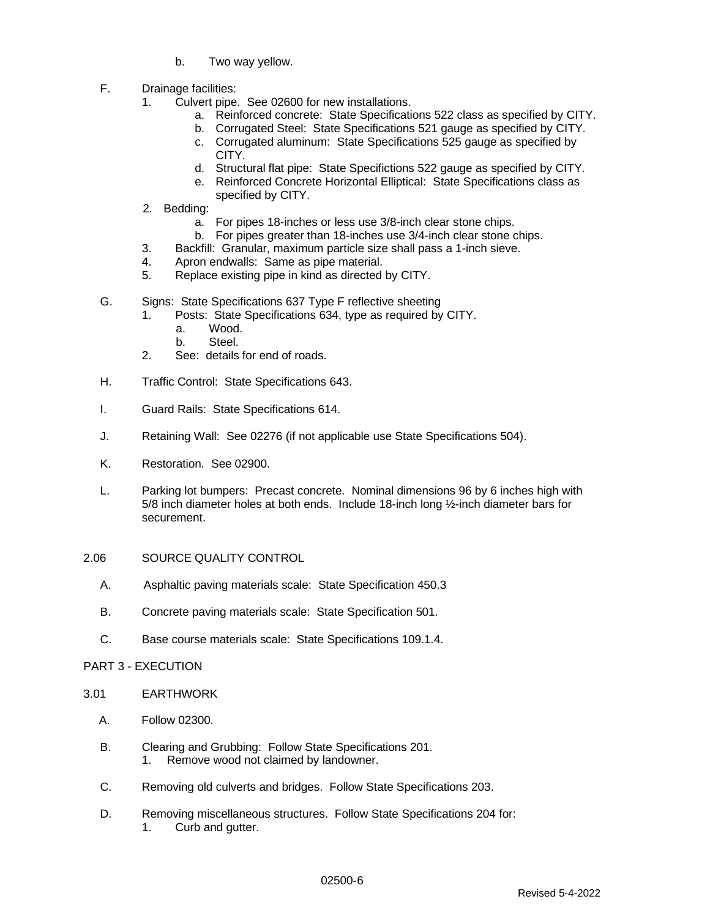b. Two way yellow.

F. Drainage facilities:
   1. Culvert pipe. See 02600 for new installations.
      a. Reinforced concrete: State Specifications 522 class as specified by CITY.
      b. Corrugated Steel: State Specifications 521 gauge as specified by CITY.
      c. Corrugated aluminum: State Specifications 525 gauge as specified by CITY.
      d. Structural flat pipe: State Specifictions 522 gauge as specified by CITY.
      e. Reinforced Concrete Horizontal Elliptical: State Specifications class as specified by CITY.
   2. Bedding:
      a. For pipes 18-inches or less use 3/8-inch clear stone chips.
      b. For pipes greater than 18-inches use 3/4-inch clear stone chips.
   3. Backfill: Granular, maximum particle size shall pass a 1-inch sieve.
   4. Apron endwalls: Same as pipe material.
   5. Replace existing pipe in kind as directed by CITY.

G. Signs: State Specifications 637 Type F reflective sheeting
   1. Posts: State Specifications 634, type as required by CITY.
      a. Wood.
      b. Steel.
   2. See: details for end of roads.

H. Traffic Control: State Specifications 643.

I. Guard Rails: State Specifications 614.

J. Retaining Wall: See 02276 (if not applicable use State Specifications 504).

K. Restoration. See 02900.

L. Parking lot bumpers: Precast concrete. Nominal dimensions 96 by 6 inches high with 5/8 inch diameter holes at both ends. Include 18-inch long ½-inch diameter bars for securement.

2.06 SOURCE QUALITY CONTROL

A. Asphaltic paving materials scale: State Specification 450.3

B. Concrete paving materials scale: State Specification 501.

C. Base course materials scale: State Specifications 109.1.4.

## PART 3 - EXECUTION

3.01 EARTHWORK

A. Follow 02300.

B. Clearing and Grubbing: Follow State Specifications 201.
   1. Remove wood not claimed by landowner.

C. Removing old culverts and bridges. Follow State Specifications 203.

D. Removing miscellaneous structures. Follow State Specifications 204 for:
   1. Curb and gutter.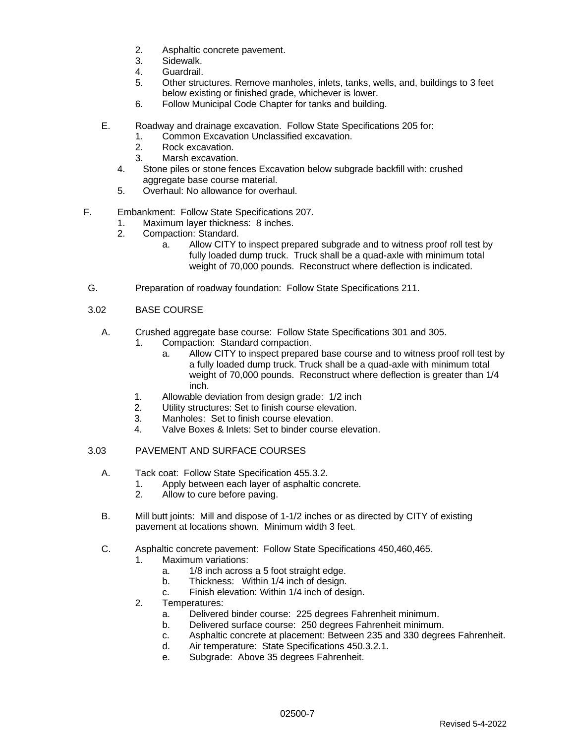2. Asphaltic concrete pavement.
3. Sidewalk.
4. Guardrail.
5. Other structures. Remove manholes, inlets, tanks, wells, and, buildings to 3 feet below existing or finished grade, whichever is lower.
6. Follow Municipal Code Chapter for tanks and building.

E. Roadway and drainage excavation. Follow State Specifications 205 for:
   1. Common Excavation Unclassified excavation.
   2. Rock excavation.
   3. Marsh excavation.
   4. Stone piles or stone fences Excavation below subgrade backfill with: crushed aggregate base course material.
   5. Overhaul: No allowance for overhaul.

F. Embankment: Follow State Specifications 207.
   1. Maximum layer thickness: 8 inches.
   2. Compaction: Standard.
      a. Allow CITY to inspect prepared subgrade and to witness proof roll test by fully loaded dump truck. Truck shall be a quad-axle with minimum total weight of 70,000 pounds. Reconstruct where deflection is indicated.

G. Preparation of roadway foundation: Follow State Specifications 211.

3.02 BASE COURSE

A. Crushed aggregate base course: Follow State Specifications 301 and 305.
   1. Compaction: Standard compaction.
      a. Allow CITY to inspect prepared base course and to witness proof roll test by a fully loaded dump truck. Truck shall be a quad-axle with minimum total weight of 70,000 pounds. Reconstruct where deflection is greater than 1/4 inch.
   1. Allowable deviation from design grade: 1/2 inch
   2. Utility structures: Set to finish course elevation.
   3. Manholes: Set to finish course elevation.
   4. Valve Boxes & Inlets: Set to binder course elevation.

3.03 PAVEMENT AND SURFACE COURSES

A. Tack coat: Follow State Specification 455.3.2.
   1. Apply between each layer of asphaltic concrete.
   2. Allow to cure before paving.

B. Mill butt joints: Mill and dispose of 1-1/2 inches or as directed by CITY of existing pavement at locations shown. Minimum width 3 feet.

C. Asphaltic concrete pavement: Follow State Specifications 450,460,465.
   1. Maximum variations:
      a. 1/8 inch across a 5 foot straight edge.
      b. Thickness: Within 1/4 inch of design.
      c. Finish elevation: Within 1/4 inch of design.
   2. Temperatures:
      a. Delivered binder course: 225 degrees Fahrenheit minimum.
      b. Delivered surface course: 250 degrees Fahrenheit minimum.
      c. Asphaltic concrete at placement: Between 235 and 330 degrees Fahrenheit.
      d. Air temperature: State Specifications 450.3.2.1.
      e. Subgrade: Above 35 degrees Fahrenheit.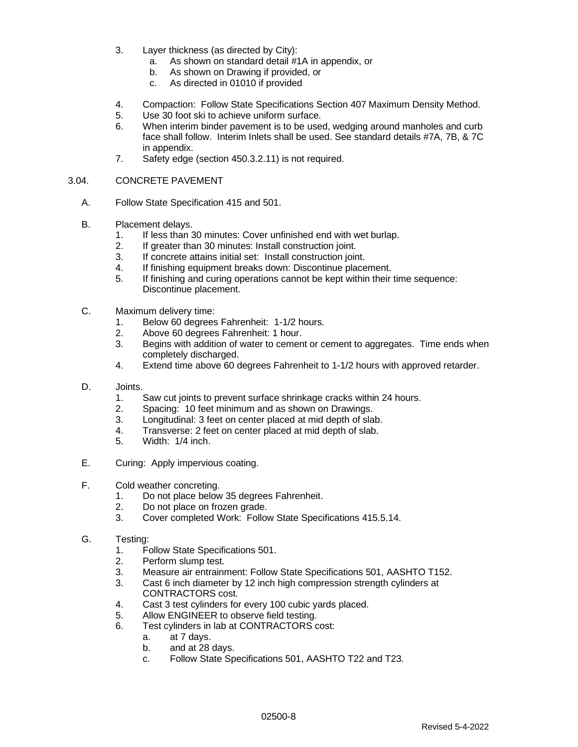3. Layer thickness (as directed by City):
    a. As shown on standard detail #1A in appendix, or
    b. As shown on Drawing if provided, or
    c. As directed in 01010 if provided

4. Compaction: Follow State Specifications Section 407 Maximum Density Method.
5. Use 30 foot ski to achieve uniform surface.
6. When interim binder pavement is to be used, wedging around manholes and curb face shall follow. Interim Inlets shall be used. See standard details #7A, 7B, & 7C in appendix.
7. Safety edge (section 450.3.2.11) is not required.

## 3.04. CONCRETE PAVEMENT

A. Follow State Specification 415 and 501.

B. Placement delays.
    1. If less than 30 minutes: Cover unfinished end with wet burlap.
    2. If greater than 30 minutes: Install construction joint.
    3. If concrete attains initial set: Install construction joint.
    4. If finishing equipment breaks down: Discontinue placement.
    5. If finishing and curing operations cannot be kept within their time sequence: Discontinue placement.

C. Maximum delivery time:
    1. Below 60 degrees Fahrenheit: 1-1/2 hours.
    2. Above 60 degrees Fahrenheit: 1 hour.
    3. Begins with addition of water to cement or cement to aggregates. Time ends when completely discharged.
    4. Extend time above 60 degrees Fahrenheit to 1-1/2 hours with approved retarder.

D. Joints.
    1. Saw cut joints to prevent surface shrinkage cracks within 24 hours.
    2. Spacing: 10 feet minimum and as shown on Drawings.
    3. Longitudinal: 3 feet on center placed at mid depth of slab.
    4. Transverse: 2 feet on center placed at mid depth of slab.
    5. Width: 1/4 inch.

E. Curing: Apply impervious coating.

F. Cold weather concreting.
    1. Do not place below 35 degrees Fahrenheit.
    2. Do not place on frozen grade.
    3. Cover completed Work: Follow State Specifications 415.5.14.

G. Testing:
    1. Follow State Specifications 501.
    2. Perform slump test.
    3. Measure air entrainment: Follow State Specifications 501, AASHTO T152.
    3. Cast 6 inch diameter by 12 inch high compression strength cylinders at CONTRACTORS cost.
    4. Cast 3 test cylinders for every 100 cubic yards placed.
    5. Allow ENGINEER to observe field testing.
    6. Test cylinders in lab at CONTRACTORS cost:
        a. at 7 days.
        b. and at 28 days.
        c. Follow State Specifications 501, AASHTO T22 and T23.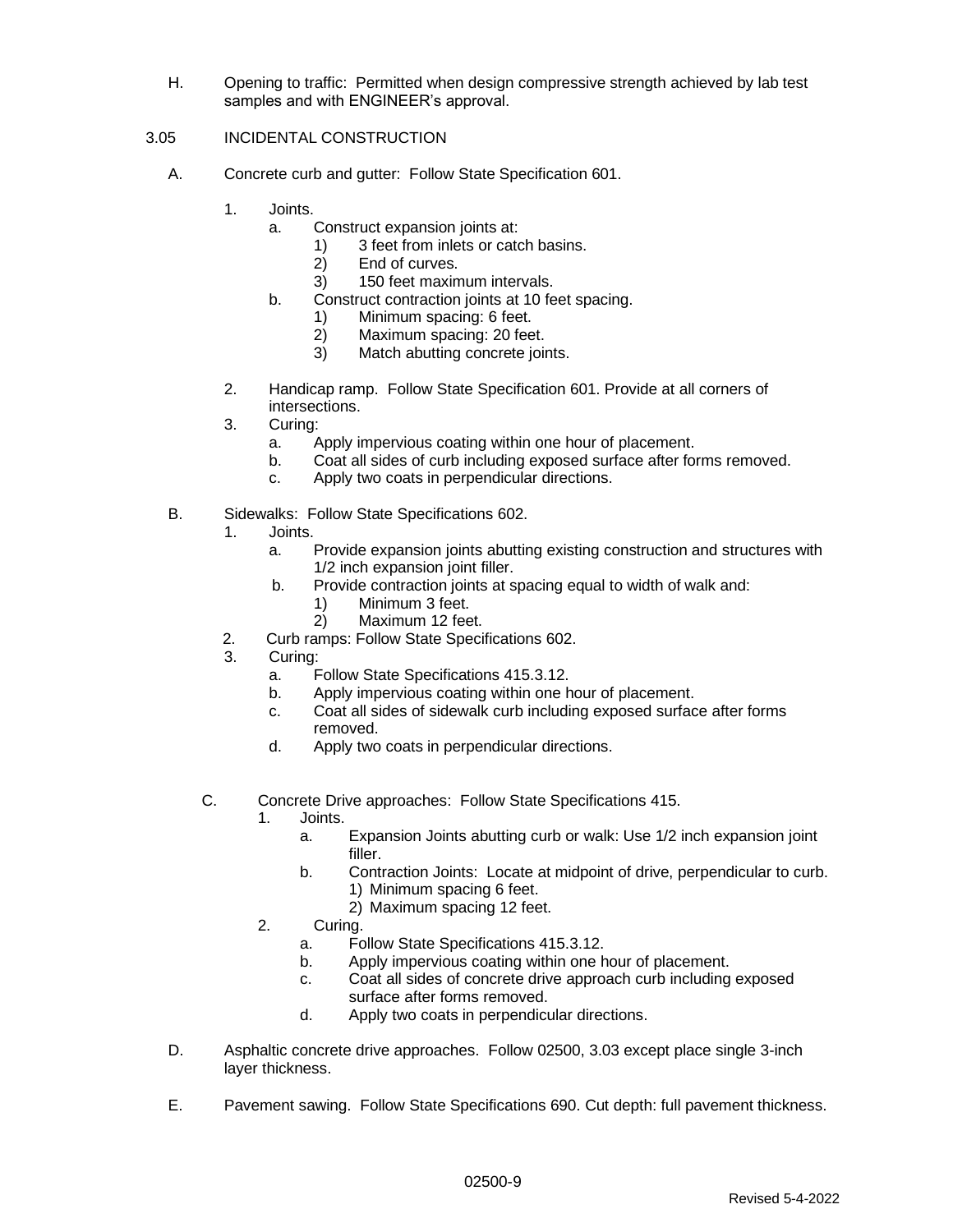H. Opening to traffic: Permitted when design compressive strength achieved by lab test samples and with ENGINEER's approval.

3.05 INCIDENTAL CONSTRUCTION

A. Concrete curb and gutter: Follow State Specification 601.

1. Joints.
   a. Construct expansion joints at:
      1) 3 feet from inlets or catch basins.
      2) End of curves.
      3) 150 feet maximum intervals.
   b. Construct contraction joints at 10 feet spacing.
      1) Minimum spacing: 6 feet.
      2) Maximum spacing: 20 feet.
      3) Match abutting concrete joints.

2. Handicap ramp. Follow State Specification 601. Provide at all corners of intersections.
3. Curing:
   a. Apply impervious coating within one hour of placement.
   b. Coat all sides of curb including exposed surface after forms removed.
   c. Apply two coats in perpendicular directions.

B. Sidewalks: Follow State Specifications 602.
1. Joints.
   a. Provide expansion joints abutting existing construction and structures with 1/2 inch expansion joint filler.
   b. Provide contraction joints at spacing equal to width of walk and:
      1) Minimum 3 feet.
      2) Maximum 12 feet.
2. Curb ramps: Follow State Specifications 602.
3. Curing:
   a. Follow State Specifications 415.3.12.
   b. Apply impervious coating within one hour of placement.
   c. Coat all sides of sidewalk curb including exposed surface after forms removed.
   d. Apply two coats in perpendicular directions.

C. Concrete Drive approaches: Follow State Specifications 415.
1. Joints.
   a. Expansion Joints abutting curb or walk: Use 1/2 inch expansion joint filler.
   b. Contraction Joints: Locate at midpoint of drive, perpendicular to curb.
      1) Minimum spacing 6 feet.
      2) Maximum spacing 12 feet.
2. Curing.
   a. Follow State Specifications 415.3.12.
   b. Apply impervious coating within one hour of placement.
   c. Coat all sides of concrete drive approach curb including exposed surface after forms removed.
   d. Apply two coats in perpendicular directions.

D. Asphaltic concrete drive approaches. Follow 02500, 3.03 except place single 3-inch layer thickness.

E. Pavement sawing. Follow State Specifications 690. Cut depth: full pavement thickness.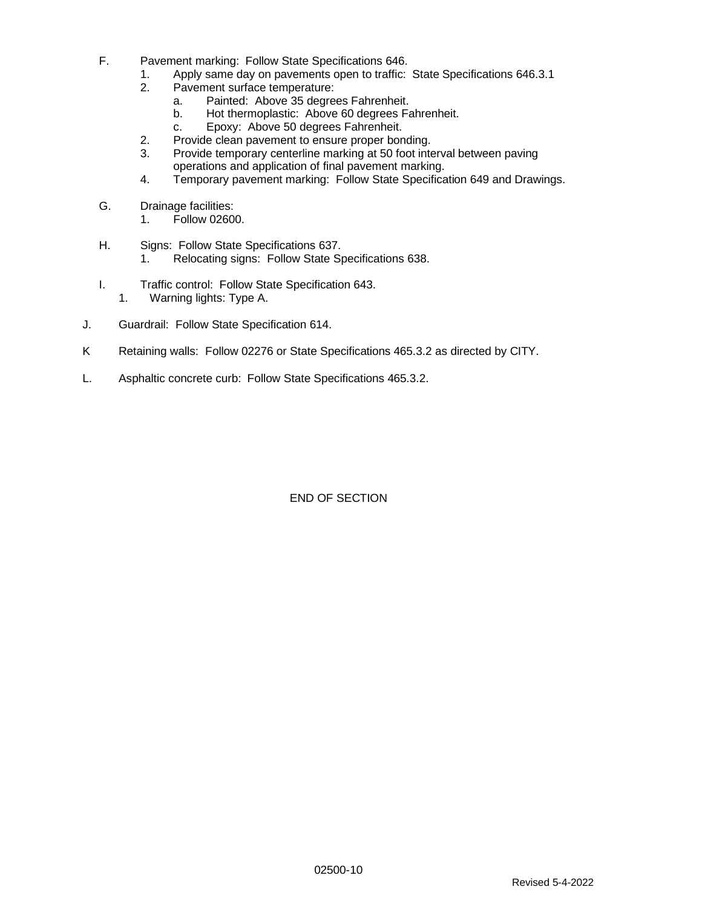F. Pavement marking: Follow State Specifications 646.
   1. Apply same day on pavements open to traffic: State Specifications 646.3.1
   2. Pavement surface temperature:
      a. Painted: Above 35 degrees Fahrenheit.
      b. Hot thermoplastic: Above 60 degrees Fahrenheit.
      c. Epoxy: Above 50 degrees Fahrenheit.
   2. Provide clean pavement to ensure proper bonding.
   3. Provide temporary centerline marking at 50 foot interval between paving operations and application of final pavement marking.
   4. Temporary pavement marking: Follow State Specification 649 and Drawings.

G. Drainage facilities:
   1. Follow 02600.

H. Signs: Follow State Specifications 637.
   1. Relocating signs: Follow State Specifications 638.

I. Traffic control: Follow State Specification 643.
   1. Warning lights: Type A.

J. Guardrail: Follow State Specification 614.

K Retaining walls: Follow 02276 or State Specifications 465.3.2 as directed by CITY.

L. Asphaltic concrete curb: Follow State Specifications 465.3.2.

END OF SECTION

Revised 5-4-2022